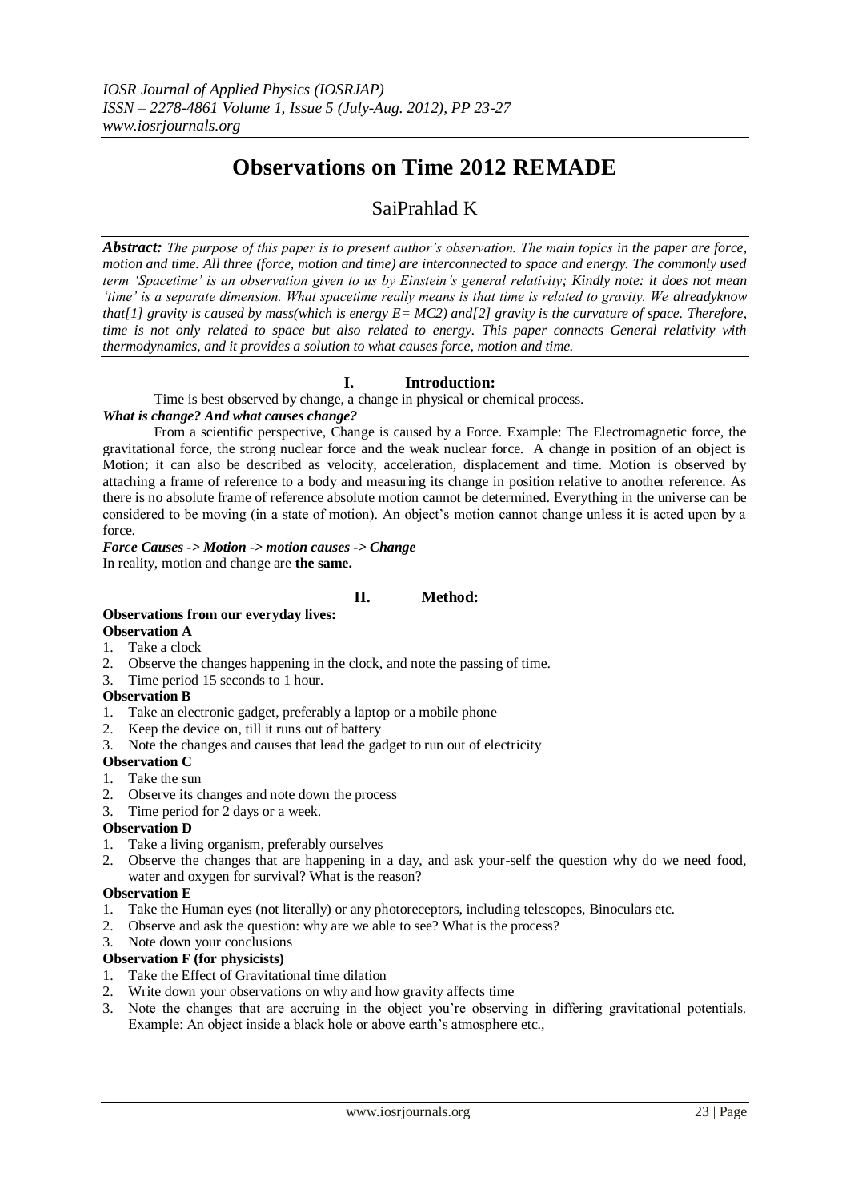# Observations on Time 2012 REMADE

SaiPrahlad K

***Abstract:*** *The purpose of this paper is to present author's observation. The main topics in the paper are force, motion and time. All three (force, motion and time) are interconnected to space and energy. The commonly used term 'Spacetime' is an observation given to us by Einstein's general relativity; Kindly note: it does not mean 'time' is a separate dimension. What spacetime really means is that time is related to gravity. We alreadyknow that[1] gravity is caused by mass(which is energy E= MC2) and[2] gravity is the curvature of space. Therefore, time is not only related to space but also related to energy. This paper connects General relativity with thermodynamics, and it provides a solution to what causes force, motion and time.*

## I. Introduction:

Time is best observed by change, a change in physical or chemical process.

***What is change? And what causes change?***

From a scientific perspective, Change is caused by a Force. Example: The Electromagnetic force, the gravitational force, the strong nuclear force and the weak nuclear force. A change in position of an object is Motion; it can also be described as velocity, acceleration, displacement and time. Motion is observed by attaching a frame of reference to a body and measuring its change in position relative to another reference. As there is no absolute frame of reference absolute motion cannot be determined. Everything in the universe can be considered to be moving (in a state of motion). An object's motion cannot change unless it is acted upon by a force.

***Force Causes -> Motion -> motion causes -> Change***

In reality, motion and change are **the same.**

## II. Method:

**Observations from our everyday lives:**

**Observation A**

1. Take a clock
2. Observe the changes happening in the clock, and note the passing of time.
3. Time period 15 seconds to 1 hour.

**Observation B**

1. Take an electronic gadget, preferably a laptop or a mobile phone
2. Keep the device on, till it runs out of battery
3. Note the changes and causes that lead the gadget to run out of electricity

**Observation C**

1. Take the sun
2. Observe its changes and note down the process
3. Time period for 2 days or a week.

**Observation D**

1. Take a living organism, preferably ourselves
2. Observe the changes that are happening in a day, and ask your-self the question why do we need food, water and oxygen for survival? What is the reason?

**Observation E**

1. Take the Human eyes (not literally) or any photoreceptors, including telescopes, Binoculars etc.
2. Observe and ask the question: why are we able to see? What is the process?
3. Note down your conclusions

**Observation F (for physicists)**

1. Take the Effect of Gravitational time dilation
2. Write down your observations on why and how gravity affects time
3. Note the changes that are accruing in the object you're observing in differing gravitational potentials. Example: An object inside a black hole or above earth's atmosphere etc.,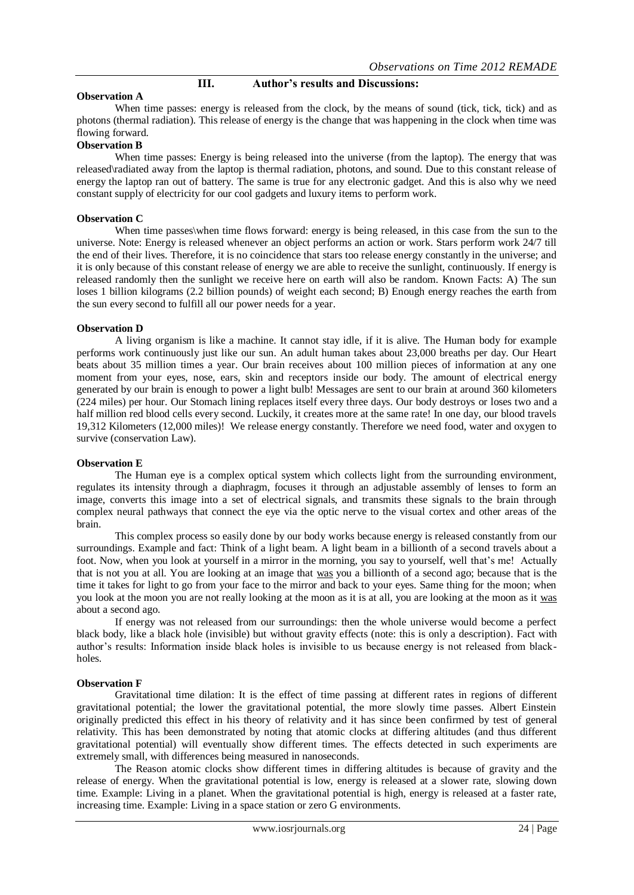## III. Author's results and Discussions:

**Observation A**

When time passes: energy is released from the clock, by the means of sound (tick, tick, tick) and as photons (thermal radiation). This release of energy is the change that was happening in the clock when time was flowing forward.

**Observation B**

When time passes: Energy is being released into the universe (from the laptop). The energy that was released\radiated away from the laptop is thermal radiation, photons, and sound. Due to this constant release of energy the laptop ran out of battery. The same is true for any electronic gadget. And this is also why we need constant supply of electricity for our cool gadgets and luxury items to perform work.

**Observation C**

When time passes\when time flows forward: energy is being released, in this case from the sun to the universe. Note: Energy is released whenever an object performs an action or work. Stars perform work 24/7 till the end of their lives. Therefore, it is no coincidence that stars too release energy constantly in the universe; and it is only because of this constant release of energy we are able to receive the sunlight, continuously. If energy is released randomly then the sunlight we receive here on earth will also be random. Known Facts: A) The sun loses 1 billion kilograms (2.2 billion pounds) of weight each second; B) Enough energy reaches the earth from the sun every second to fulfill all our power needs for a year.

**Observation D**

A living organism is like a machine. It cannot stay idle, if it is alive. The Human body for example performs work continuously just like our sun. An adult human takes about 23,000 breaths per day. Our Heart beats about 35 million times a year. Our brain receives about 100 million pieces of information at any one moment from your eyes, nose, ears, skin and receptors inside our body. The amount of electrical energy generated by our brain is enough to power a light bulb! Messages are sent to our brain at around 360 kilometers (224 miles) per hour. Our Stomach lining replaces itself every three days. Our body destroys or loses two and a half million red blood cells every second. Luckily, it creates more at the same rate! In one day, our blood travels 19,312 Kilometers (12,000 miles)! We release energy constantly. Therefore we need food, water and oxygen to survive (conservation Law).

**Observation E**

The Human eye is a complex optical system which collects light from the surrounding environment, regulates its intensity through a diaphragm, focuses it through an adjustable assembly of lenses to form an image, converts this image into a set of electrical signals, and transmits these signals to the brain through complex neural pathways that connect the eye via the optic nerve to the visual cortex and other areas of the brain.

This complex process so easily done by our body works because energy is released constantly from our surroundings. Example and fact: Think of a light beam. A light beam in a billionth of a second travels about a foot. Now, when you look at yourself in a mirror in the morning, you say to yourself, well that's me! Actually that is not you at all. You are looking at an image that <u>was</u> you a billionth of a second ago; because that is the time it takes for light to go from your face to the mirror and back to your eyes. Same thing for the moon; when you look at the moon you are not really looking at the moon as it is at all, you are looking at the moon as it <u>was</u> about a second ago.

If energy was not released from our surroundings: then the whole universe would become a perfect black body, like a black hole (invisible) but without gravity effects (note: this is only a description). Fact with author's results: Information inside black holes is invisible to us because energy is not released from black-holes.

**Observation F**

Gravitational time dilation: It is the effect of time passing at different rates in regions of different gravitational potential; the lower the gravitational potential, the more slowly time passes. Albert Einstein originally predicted this effect in his theory of relativity and it has since been confirmed by test of general relativity. This has been demonstrated by noting that atomic clocks at differing altitudes (and thus different gravitational potential) will eventually show different times. The effects detected in such experiments are extremely small, with differences being measured in nanoseconds.

The Reason atomic clocks show different times in differing altitudes is because of gravity and the release of energy. When the gravitational potential is low, energy is released at a slower rate, slowing down time. Example: Living in a planet. When the gravitational potential is high, energy is released at a faster rate, increasing time. Example: Living in a space station or zero G environments.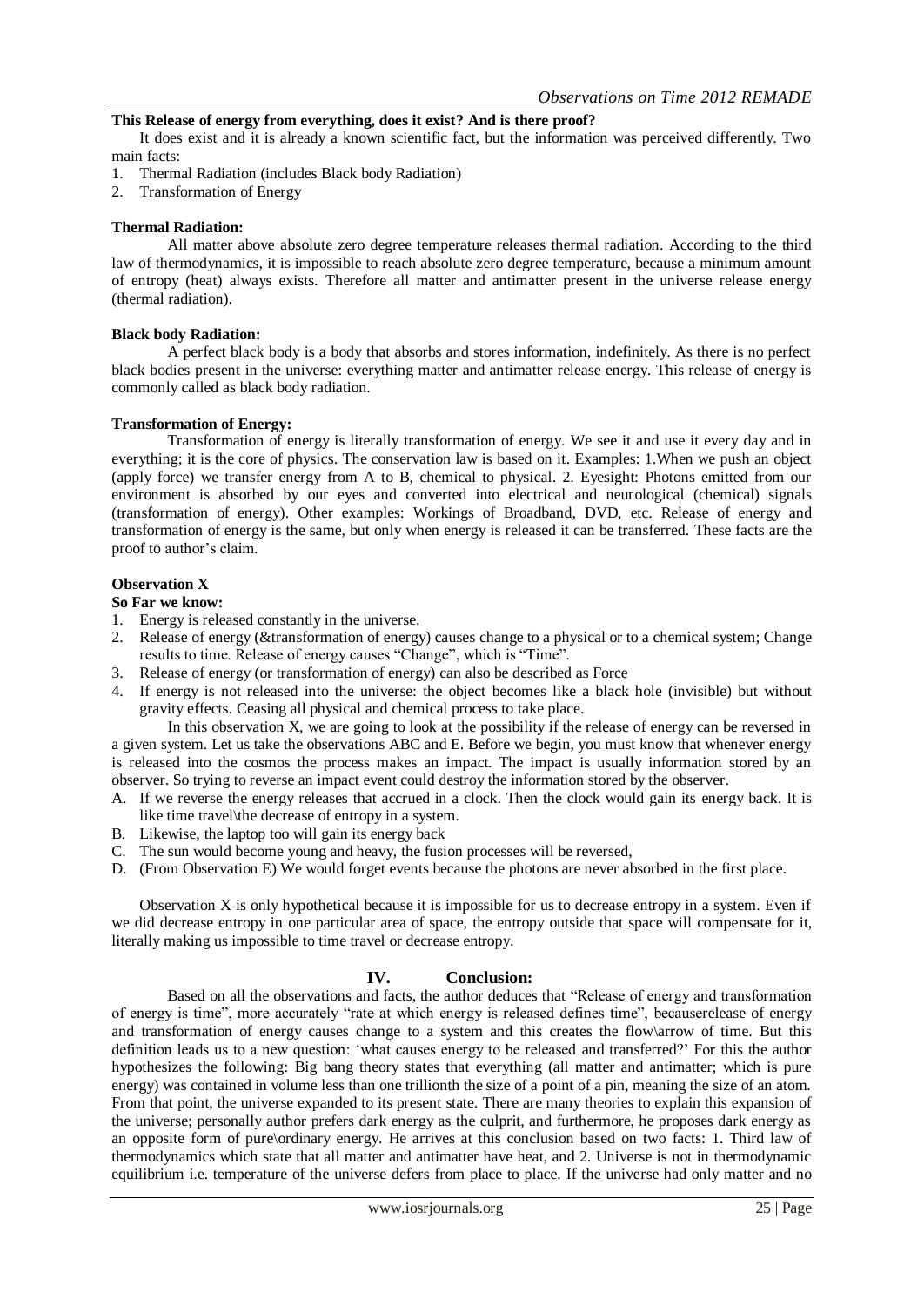**This Release of energy from everything, does it exist? And is there proof?**

It does exist and it is already a known scientific fact, but the information was perceived differently. Two main facts:

1. Thermal Radiation (includes Black body Radiation)
2. Transformation of Energy

**Thermal Radiation:**

All matter above absolute zero degree temperature releases thermal radiation. According to the third law of thermodynamics, it is impossible to reach absolute zero degree temperature, because a minimum amount of entropy (heat) always exists. Therefore all matter and antimatter present in the universe release energy (thermal radiation).

**Black body Radiation:**

A perfect black body is a body that absorbs and stores information, indefinitely. As there is no perfect black bodies present in the universe: everything matter and antimatter release energy. This release of energy is commonly called as black body radiation.

**Transformation of Energy:**

Transformation of energy is literally transformation of energy. We see it and use it every day and in everything; it is the core of physics. The conservation law is based on it. Examples: 1.When we push an object (apply force) we transfer energy from A to B, chemical to physical. 2. Eyesight: Photons emitted from our environment is absorbed by our eyes and converted into electrical and neurological (chemical) signals (transformation of energy). Other examples: Workings of Broadband, DVD, etc. Release of energy and transformation of energy is the same, but only when energy is released it can be transferred. These facts are the proof to author's claim.

**Observation X**

**So Far we know:**

1. Energy is released constantly in the universe.
2. Release of energy (&transformation of energy) causes change to a physical or to a chemical system; Change results to time. Release of energy causes "Change", which is "Time".
3. Release of energy (or transformation of energy) can also be described as Force
4. If energy is not released into the universe: the object becomes like a black hole (invisible) but without gravity effects. Ceasing all physical and chemical process to take place.

In this observation X, we are going to look at the possibility if the release of energy can be reversed in a given system. Let us take the observations ABC and E. Before we begin, you must know that whenever energy is released into the cosmos the process makes an impact. The impact is usually information stored by an observer. So trying to reverse an impact event could destroy the information stored by the observer.

A. If we reverse the energy releases that accrued in a clock. Then the clock would gain its energy back. It is like time travel\the decrease of entropy in a system.
B. Likewise, the laptop too will gain its energy back
C. The sun would become young and heavy, the fusion processes will be reversed,
D. (From Observation E) We would forget events because the photons are never absorbed in the first place.

Observation X is only hypothetical because it is impossible for us to decrease entropy in a system. Even if we did decrease entropy in one particular area of space, the entropy outside that space will compensate for it, literally making us impossible to time travel or decrease entropy.

## IV. Conclusion:

Based on all the observations and facts, the author deduces that "Release of energy and transformation of energy is time", more accurately "rate at which energy is released defines time", becauserelease of energy and transformation of energy causes change to a system and this creates the flow\arrow of time. But this definition leads us to a new question: 'what causes energy to be released and transferred?' For this the author hypothesizes the following: Big bang theory states that everything (all matter and antimatter; which is pure energy) was contained in volume less than one trillionth the size of a point of a pin, meaning the size of an atom. From that point, the universe expanded to its present state. There are many theories to explain this expansion of the universe; personally author prefers dark energy as the culprit, and furthermore, he proposes dark energy as an opposite form of pure\ordinary energy. He arrives at this conclusion based on two facts: 1. Third law of thermodynamics which state that all matter and antimatter have heat, and 2. Universe is not in thermodynamic equilibrium i.e. temperature of the universe defers from place to place. If the universe had only matter and no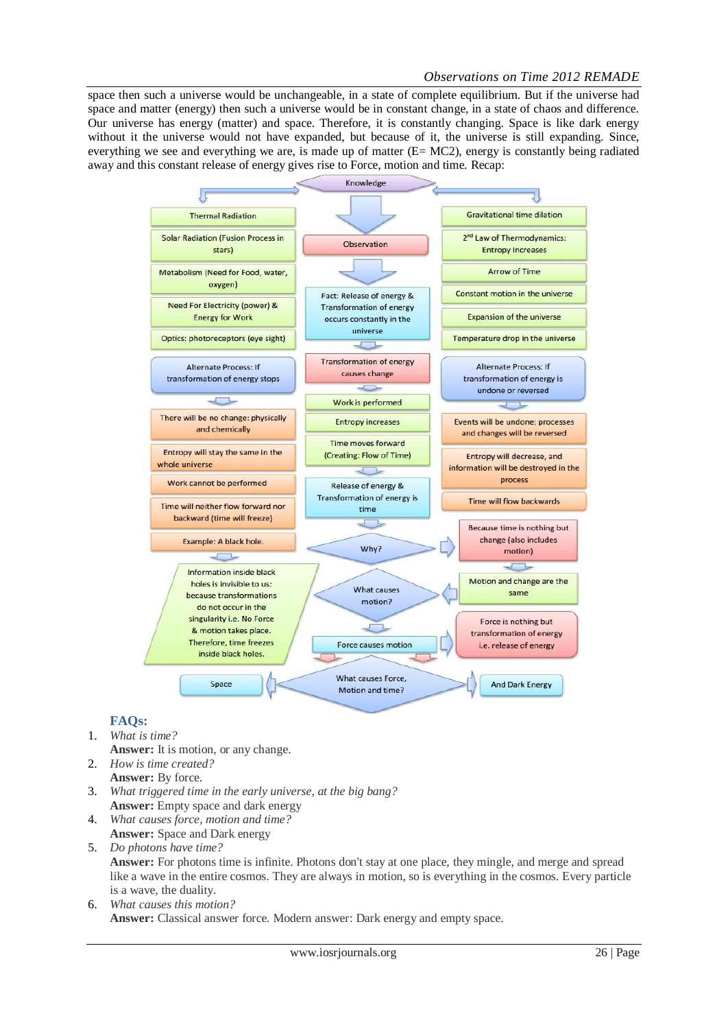space then such a universe would be unchangeable, in a state of complete equilibrium. But if the universe had space and matter (energy) then such a universe would be in constant change, in a state of chaos and difference. Our universe has energy (matter) and space. Therefore, it is constantly changing. Space is like dark energy without it the universe would not have expanded, but because of it, the universe is still expanding. Since, everything we see and everything we are, is made up of matter (E= MC2), energy is constantly being radiated away and this constant release of energy gives rise to Force, motion and time. Recap:

Knowledge

- Thermal Radiation
- Solar Radiation (Fusion Process in stars)
- Metabolism (Need for Food, water, oxygen)
- Need For Electricity (power) & Energy for Work
- Optics: photoreceptors (eye sight)

Observation

Fact: Release of energy & Transformation of energy occurs constantly in the universe

- Gravitational time dilation
- 2nd Law of Thermodynamics: Entropy Increases
- Arrow of Time
- Constant motion in the universe
- Expansion of the universe
- Temperature drop in the universe

Alternate Process: If transformation of energy stops

- There will be no change: physically and chemically
- Entropy will stay the same in the whole universe
- Work cannot be performed
- Time will neither flow forward nor backward (time will freeze)
- Example: A black hole.

Information inside black holes is invisible to us: because transformations do not occur in the singularity i.e. No Force & motion takes place. Therefore, time freezes inside black holes.

Transformation of energy causes change

- Work is performed
- Entropy increases
- Time moves forward (Creating: Flow of Time)
- Release of energy & Transformation of energy is time

Alternate Process: If transformation of energy is undone or reversed

- Events will be undone; processes and changes will be reversed
- Entropy will decrease, and information will be destroyed in the process
- Time will flow backwards

Why? → Because time is nothing but change (also includes motion) → Motion and change are the same

What causes motion? → Force causes motion → Force is nothing but transformation of energy i.e. release of energy

What causes Force, Motion and time? → Space / And Dark Energy

### FAQs:

1. *What is time?*
   **Answer:** It is motion, or any change.
2. *How is time created?*
   **Answer:** By force.
3. *What triggered time in the early universe, at the big bang?*
   **Answer:** Empty space and dark energy
4. *What causes force, motion and time?*
   **Answer:** Space and Dark energy
5. *Do photons have time?*
   **Answer:** For photons time is infinite. Photons don't stay at one place, they mingle, and merge and spread like a wave in the entire cosmos. They are always in motion, so is everything in the cosmos. Every particle is a wave, the duality.
6. *What causes this motion?*
   **Answer:** Classical answer force. Modern answer: Dark energy and empty space.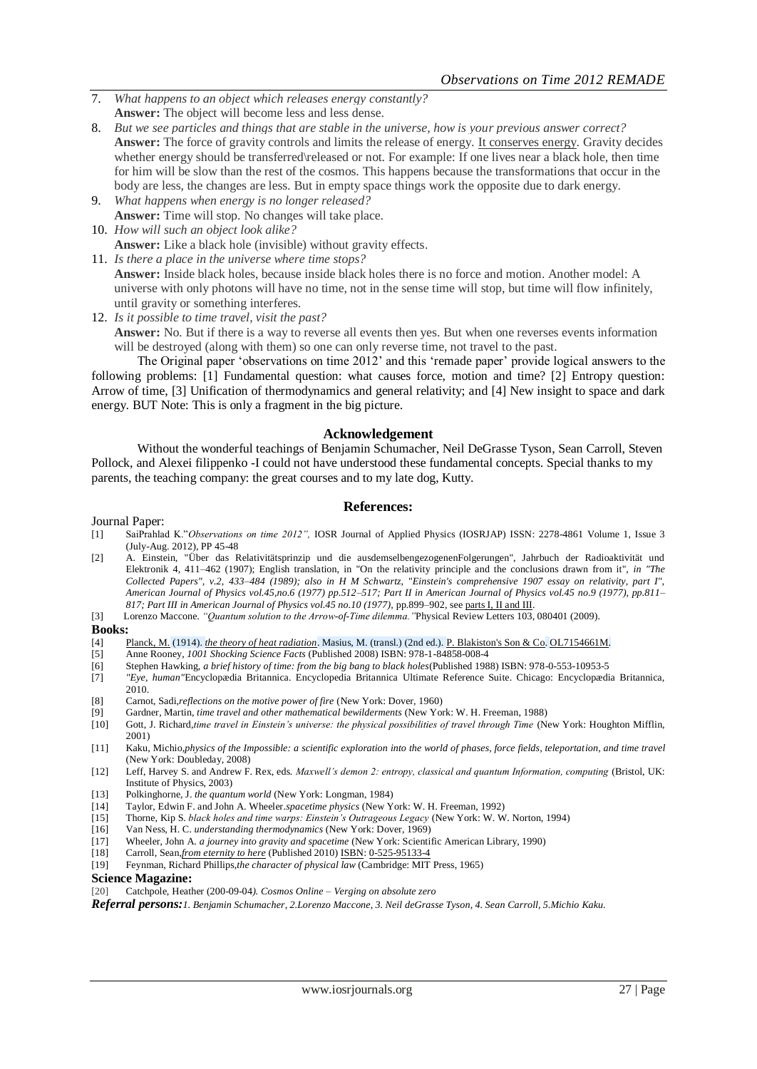7. *What happens to an object which releases energy constantly?*
   **Answer:** The object will become less and less dense.
8. *But we see particles and things that are stable in the universe, how is your previous answer correct?*
   **Answer:** The force of gravity controls and limits the release of energy. It conserves energy. Gravity decides whether energy should be transferred\released or not. For example: If one lives near a black hole, then time for him will be slow than the rest of the cosmos. This happens because the transformations that occur in the body are less, the changes are less. But in empty space things work the opposite due to dark energy.
9. *What happens when energy is no longer released?*
   **Answer:** Time will stop. No changes will take place.
10. *How will such an object look alike?*
    **Answer:** Like a black hole (invisible) without gravity effects.
11. *Is there a place in the universe where time stops?*
    **Answer:** Inside black holes, because inside black holes there is no force and motion. Another model: A universe with only photons will have no time, not in the sense time will stop, but time will flow infinitely, until gravity or something interferes.
12. *Is it possible to time travel, visit the past?*
    **Answer:** No. But if there is a way to reverse all events then yes. But when one reverses events information will be destroyed (along with them) so one can only reverse time, not travel to the past.

The Original paper 'observations on time 2012' and this 'remade paper' provide logical answers to the following problems: [1] Fundamental question: what causes force, motion and time? [2] Entropy question: Arrow of time, [3] Unification of thermodynamics and general relativity; and [4] New insight to space and dark energy. BUT Note: This is only a fragment in the big picture.

## Acknowledgement

Without the wonderful teachings of Benjamin Schumacher, Neil DeGrasse Tyson, Sean Carroll, Steven Pollock, and Alexei filippenko -I could not have understood these fundamental concepts. Special thanks to my parents, the teaching company: the great courses and to my late dog, Kutty.

## References:

Journal Paper:

[1] SaiPrahlad K."*Observations on time 2012",* IOSR Journal of Applied Physics (IOSRJAP) ISSN: 2278-4861 Volume 1, Issue 3 (July-Aug. 2012), PP 45-48

[2] A. Einstein, "Über das Relativitätsprinzip und die ausdemselbengezogenenFolgerungen", Jahrbuch der Radioaktivität und Elektronik 4, 411–462 (1907); English translation, in "On the relativity principle and the conclusions drawn from it", *in "The Collected Papers", v.2, 433–484 (1989); also in H M Schwartz, "Einstein's comprehensive 1907 essay on relativity, part I", American Journal of Physics vol.45,no.6 (1977) pp.512–517; Part II in American Journal of Physics vol.45 no.9 (1977), pp.811–817; Part III in American Journal of Physics vol.45 no.10 (1977),* pp.899–902, see parts I, II and III.

[3] Lorenzo Maccone. *"Quantum solution to the Arrow-of-Time dilemma."*Physical Review Letters 103, 080401 (2009).

**Books:**

[4] Planck, M. (1914). *the theory of heat radiation*. Masius, M. (transl.) (2nd ed.). P. Blakiston's Son & Co. OL7154661M.

[5] Anne Rooney, *1001 Shocking Science Facts* (Published 2008) ISBN: 978-1-84858-008-4

[6] Stephen Hawking, *a brief history of time: from the big bang to black holes*(Published 1988) ISBN: 978-0-553-10953-5

[7] *"Eye, human"*Encyclopædia Britannica. Encyclopedia Britannica Ultimate Reference Suite. Chicago: Encyclopædia Britannica, 2010.

[8] Carnot, Sadi,*reflections on the motive power of fire* (New York: Dover, 1960)

[9] Gardner, Martin, *time travel and other mathematical bewilderments* (New York: W. H. Freeman, 1988)

[10] Gott, J. Richard,*time travel in Einstein's universe: the physical possibilities of travel through Time* (New York: Houghton Mifflin, 2001)

[11] Kaku, Michio,*physics of the Impossible: a scientific exploration into the world of phases, force fields, teleportation, and time travel* (New York: Doubleday, 2008)

[12] Leff, Harvey S. and Andrew F. Rex, eds. *Maxwell's demon 2: entropy, classical and quantum Information, computing* (Bristol, UK: Institute of Physics, 2003)

[13] Polkinghorne, J. *the quantum world* (New York: Longman, 1984)

[14] Taylor, Edwin F. and John A. Wheeler.*spacetime physics* (New York: W. H. Freeman, 1992)

[15] Thorne, Kip S. *black holes and time warps: Einstein's Outrageous Legacy* (New York: W. W. Norton, 1994)

[16] Van Ness, H. C. *understanding thermodynamics* (New York: Dover, 1969)

[17] Wheeler, John A. *a journey into gravity and spacetime* (New York: Scientific American Library, 1990)

[18] Carroll, Sean,*from eternity to here* (Published 2010) ISBN: 0-525-95133-4

[19] Feynman, Richard Phillips,*the character of physical law* (Cambridge: MIT Press, 1965)

**Science Magazine:**

[20] Catchpole, Heather (200-09-04*). Cosmos Online – Verging on absolute zero*

***Referral persons:*** *1. Benjamin Schumacher, 2.Lorenzo Maccone, 3. Neil deGrasse Tyson, 4. Sean Carroll, 5.Michio Kaku.*